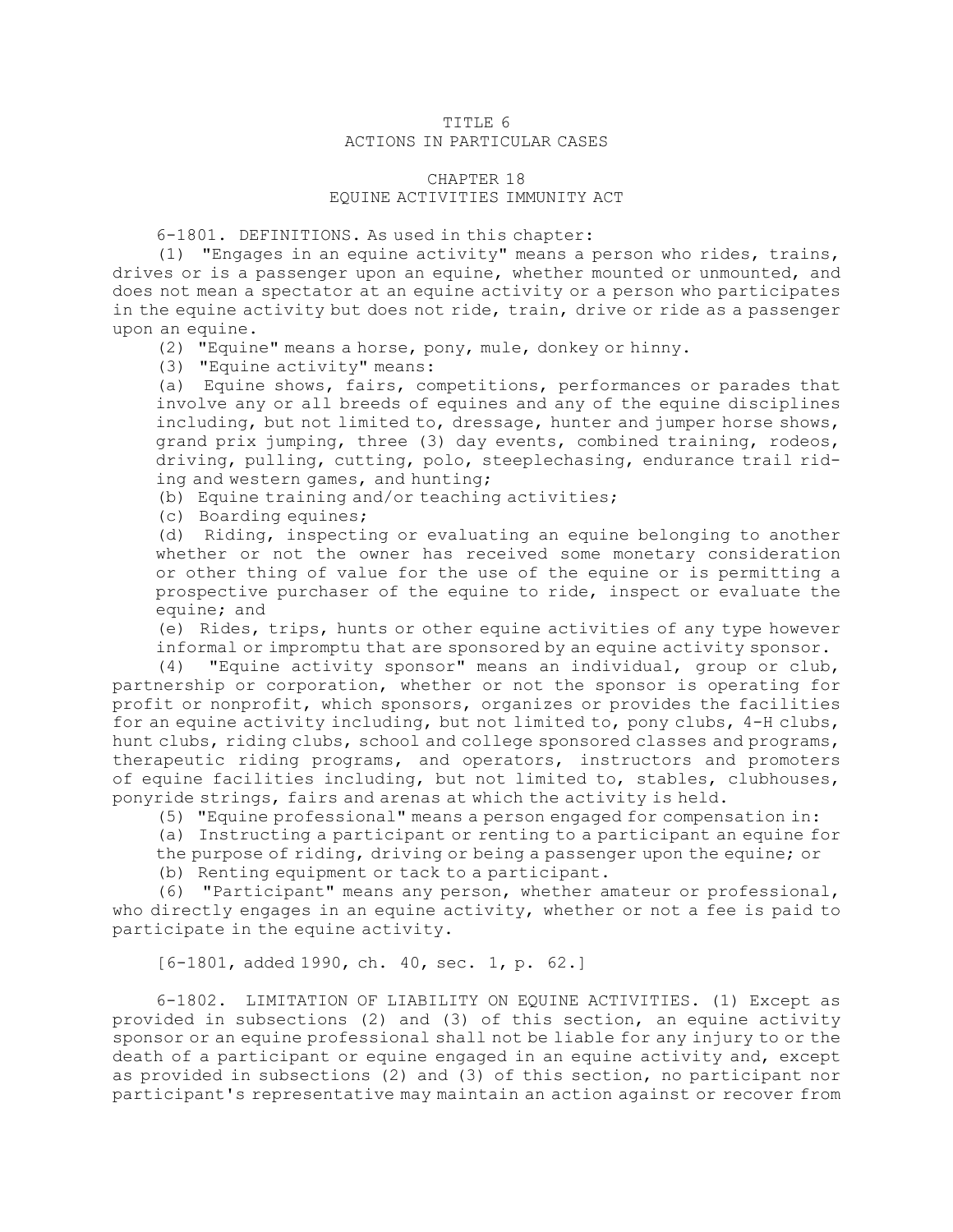# TITLE 6
# ACTIONS IN PARTICULAR CASES

## CHAPTER 18
## EQUINE ACTIVITIES IMMUNITY ACT

6-1801. DEFINITIONS. As used in this chapter:

(1) "Engages in an equine activity" means a person who rides, trains, drives or is a passenger upon an equine, whether mounted or unmounted, and does not mean a spectator at an equine activity or a person who participates in the equine activity but does not ride, train, drive or ride as a passenger upon an equine.

(2) "Equine" means a horse, pony, mule, donkey or hinny.

(3) "Equine activity" means:

(a) Equine shows, fairs, competitions, performances or parades that involve any or all breeds of equines and any of the equine disciplines including, but not limited to, dressage, hunter and jumper horse shows, grand prix jumping, three (3) day events, combined training, rodeos, driving, pulling, cutting, polo, steeplechasing, endurance trail riding and western games, and hunting;

(b) Equine training and/or teaching activities;

(c) Boarding equines;

(d) Riding, inspecting or evaluating an equine belonging to another whether or not the owner has received some monetary consideration or other thing of value for the use of the equine or is permitting a prospective purchaser of the equine to ride, inspect or evaluate the equine; and

(e) Rides, trips, hunts or other equine activities of any type however informal or impromptu that are sponsored by an equine activity sponsor.

(4) "Equine activity sponsor" means an individual, group or club, partnership or corporation, whether or not the sponsor is operating for profit or nonprofit, which sponsors, organizes or provides the facilities for an equine activity including, but not limited to, pony clubs, 4-H clubs, hunt clubs, riding clubs, school and college sponsored classes and programs, therapeutic riding programs, and operators, instructors and promoters of equine facilities including, but not limited to, stables, clubhouses, ponyride strings, fairs and arenas at which the activity is held.

(5) "Equine professional" means a person engaged for compensation in:

(a) Instructing a participant or renting to a participant an equine for the purpose of riding, driving or being a passenger upon the equine; or

(b) Renting equipment or tack to a participant.

(6) "Participant" means any person, whether amateur or professional, who directly engages in an equine activity, whether or not a fee is paid to participate in the equine activity.

[6-1801, added 1990, ch. 40, sec. 1, p. 62.]

6-1802. LIMITATION OF LIABILITY ON EQUINE ACTIVITIES. (1) Except as provided in subsections (2) and (3) of this section, an equine activity sponsor or an equine professional shall not be liable for any injury to or the death of a participant or equine engaged in an equine activity and, except as provided in subsections (2) and (3) of this section, no participant nor participant's representative may maintain an action against or recover from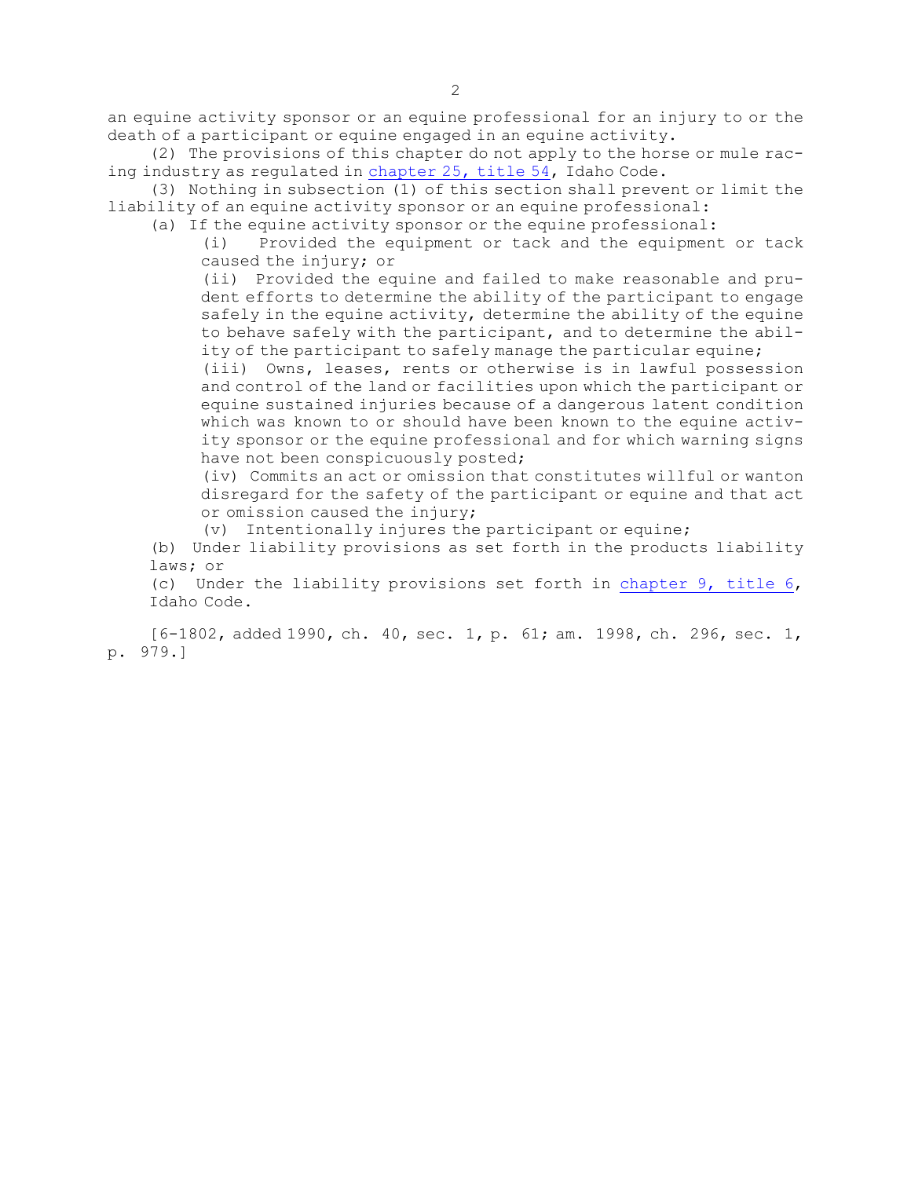an equine activity sponsor or an equine professional for an injury to or the death of a participant or equine engaged in an equine activity.

(2) The provisions of this chapter do not apply to the horse or mule racing industry as regulated in chapter 25, title 54, Idaho Code.

(3) Nothing in subsection (1) of this section shall prevent or limit the liability of an equine activity sponsor or an equine professional:

(a) If the equine activity sponsor or the equine professional:

(i) Provided the equipment or tack and the equipment or tack caused the injury; or

(ii) Provided the equine and failed to make reasonable and prudent efforts to determine the ability of the participant to engage safely in the equine activity, determine the ability of the equine to behave safely with the participant, and to determine the ability of the participant to safely manage the particular equine;

(iii) Owns, leases, rents or otherwise is in lawful possession and control of the land or facilities upon which the participant or equine sustained injuries because of a dangerous latent condition which was known to or should have been known to the equine activity sponsor or the equine professional and for which warning signs have not been conspicuously posted;

(iv) Commits an act or omission that constitutes willful or wanton disregard for the safety of the participant or equine and that act or omission caused the injury;

(v) Intentionally injures the participant or equine;

(b) Under liability provisions as set forth in the products liability laws; or

(c) Under the liability provisions set forth in chapter 9, title 6, Idaho Code.

[6-1802, added 1990, ch. 40, sec. 1, p. 61; am. 1998, ch. 296, sec. 1, p. 979.]